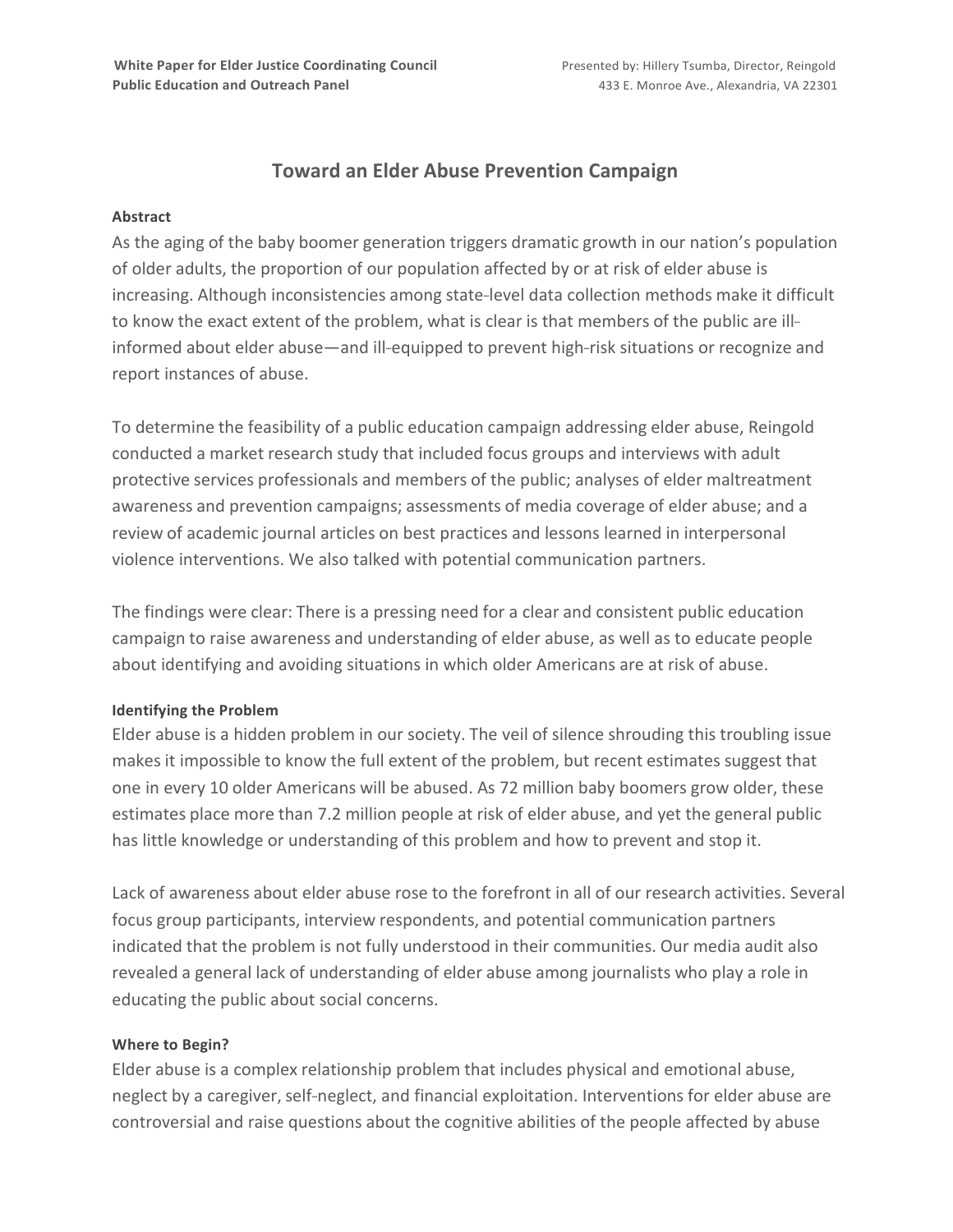**White Paper for Elder Justice Coordinating Council**
**Public Education and Outreach Panel**

Presented by: Hillery Tsumba, Director, Reingold
433 E. Monroe Ave., Alexandria, VA 22301

# Toward an Elder Abuse Prevention Campaign

### Abstract

As the aging of the baby boomer generation triggers dramatic growth in our nation's population of older adults, the proportion of our population affected by or at risk of elder abuse is increasing. Although inconsistencies among state-level data collection methods make it difficult to know the exact extent of the problem, what is clear is that members of the public are ill-informed about elder abuse—and ill-equipped to prevent high-risk situations or recognize and report instances of abuse.

To determine the feasibility of a public education campaign addressing elder abuse, Reingold conducted a market research study that included focus groups and interviews with adult protective services professionals and members of the public; analyses of elder maltreatment awareness and prevention campaigns; assessments of media coverage of elder abuse; and a review of academic journal articles on best practices and lessons learned in interpersonal violence interventions. We also talked with potential communication partners.

The findings were clear: There is a pressing need for a clear and consistent public education campaign to raise awareness and understanding of elder abuse, as well as to educate people about identifying and avoiding situations in which older Americans are at risk of abuse.

### Identifying the Problem

Elder abuse is a hidden problem in our society. The veil of silence shrouding this troubling issue makes it impossible to know the full extent of the problem, but recent estimates suggest that one in every 10 older Americans will be abused. As 72 million baby boomers grow older, these estimates place more than 7.2 million people at risk of elder abuse, and yet the general public has little knowledge or understanding of this problem and how to prevent and stop it.

Lack of awareness about elder abuse rose to the forefront in all of our research activities. Several focus group participants, interview respondents, and potential communication partners indicated that the problem is not fully understood in their communities. Our media audit also revealed a general lack of understanding of elder abuse among journalists who play a role in educating the public about social concerns.

### Where to Begin?

Elder abuse is a complex relationship problem that includes physical and emotional abuse, neglect by a caregiver, self-neglect, and financial exploitation. Interventions for elder abuse are controversial and raise questions about the cognitive abilities of the people affected by abuse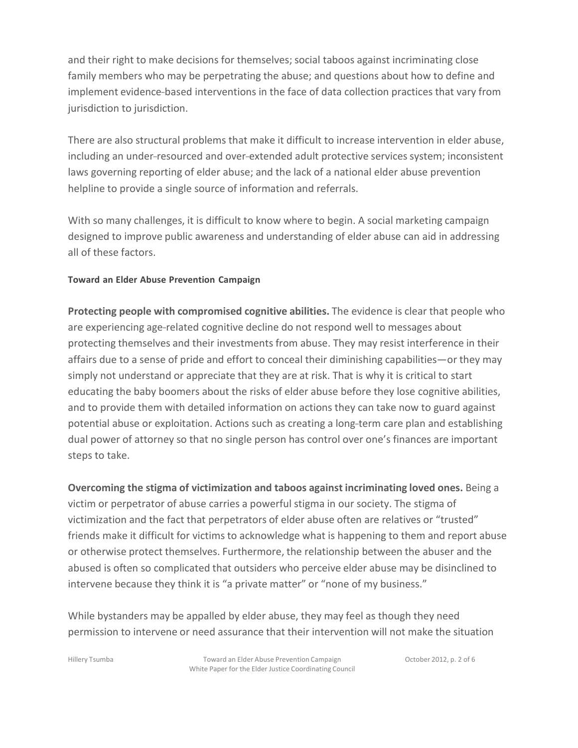and their right to make decisions for themselves; social taboos against incriminating close family members who may be perpetrating the abuse; and questions about how to define and implement evidence-based interventions in the face of data collection practices that vary from jurisdiction to jurisdiction.

There are also structural problems that make it difficult to increase intervention in elder abuse, including an under-resourced and over-extended adult protective services system; inconsistent laws governing reporting of elder abuse; and the lack of a national elder abuse prevention helpline to provide a single source of information and referrals.

With so many challenges, it is difficult to know where to begin. A social marketing campaign designed to improve public awareness and understanding of elder abuse can aid in addressing all of these factors.

#### Toward an Elder Abuse Prevention Campaign

**Protecting people with compromised cognitive abilities.** The evidence is clear that people who are experiencing age-related cognitive decline do not respond well to messages about protecting themselves and their investments from abuse. They may resist interference in their affairs due to a sense of pride and effort to conceal their diminishing capabilities—or they may simply not understand or appreciate that they are at risk. That is why it is critical to start educating the baby boomers about the risks of elder abuse before they lose cognitive abilities, and to provide them with detailed information on actions they can take now to guard against potential abuse or exploitation. Actions such as creating a long-term care plan and establishing dual power of attorney so that no single person has control over one's finances are important steps to take.

**Overcoming the stigma of victimization and taboos against incriminating loved ones.** Being a victim or perpetrator of abuse carries a powerful stigma in our society. The stigma of victimization and the fact that perpetrators of elder abuse often are relatives or "trusted" friends make it difficult for victims to acknowledge what is happening to them and report abuse or otherwise protect themselves. Furthermore, the relationship between the abuser and the abused is often so complicated that outsiders who perceive elder abuse may be disinclined to intervene because they think it is "a private matter" or "none of my business."

While bystanders may be appalled by elder abuse, they may feel as though they need permission to intervene or need assurance that their intervention will not make the situation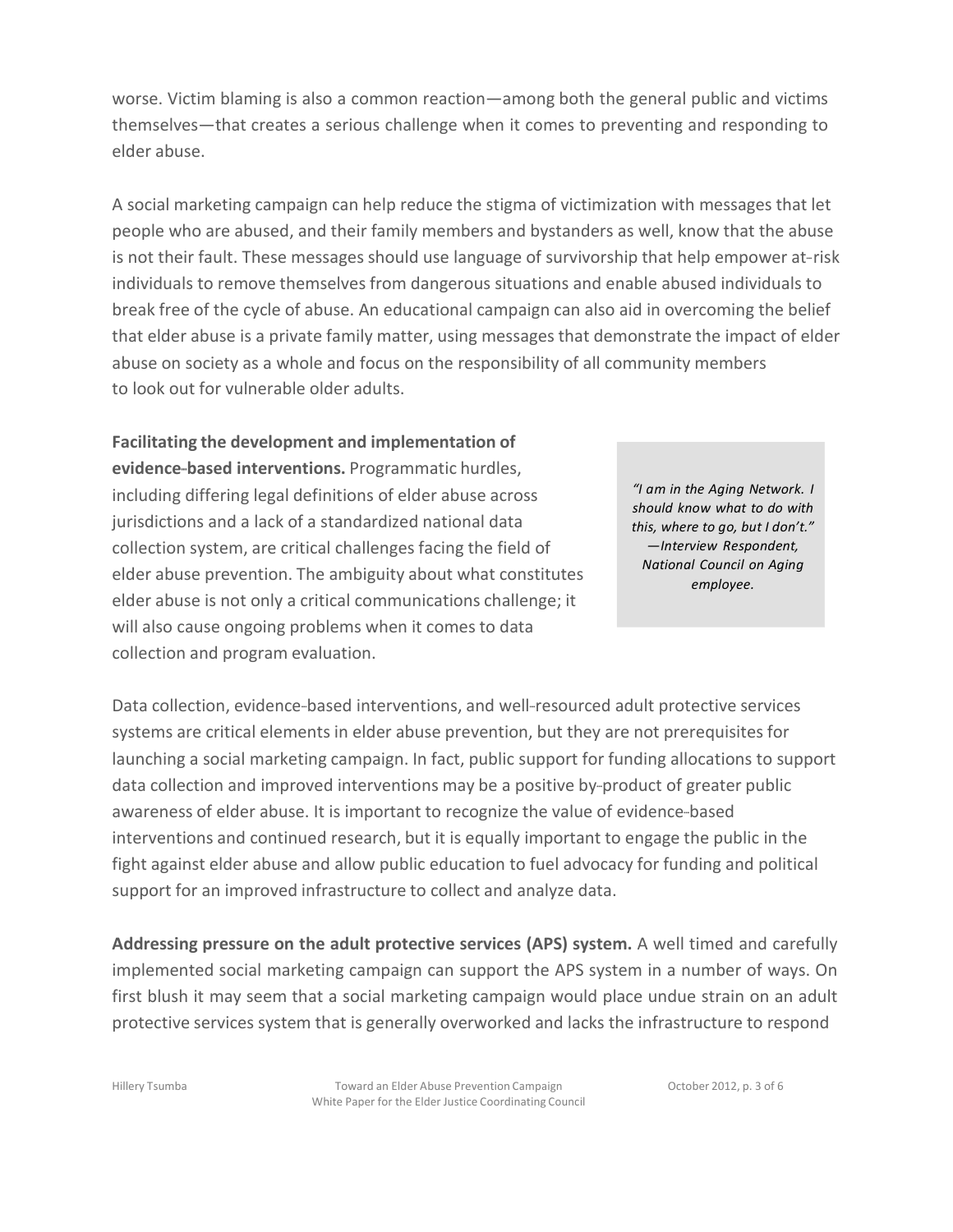worse. Victim blaming is also a common reaction—among both the general public and victims themselves—that creates a serious challenge when it comes to preventing and responding to elder abuse.

A social marketing campaign can help reduce the stigma of victimization with messages that let people who are abused, and their family members and bystanders as well, know that the abuse is not their fault. These messages should use language of survivorship that help empower at-risk individuals to remove themselves from dangerous situations and enable abused individuals to break free of the cycle of abuse. An educational campaign can also aid in overcoming the belief that elder abuse is a private family matter, using messages that demonstrate the impact of elder abuse on society as a whole and focus on the responsibility of all community members to look out for vulnerable older adults.

**Facilitating the development and implementation of evidence-based interventions.** Programmatic hurdles, including differing legal definitions of elder abuse across jurisdictions and a lack of a standardized national data collection system, are critical challenges facing the field of elder abuse prevention. The ambiguity about what constitutes elder abuse is not only a critical communications challenge; it will also cause ongoing problems when it comes to data collection and program evaluation.

> *"I am in the Aging Network. I should know what to do with this, where to go, but I don't." —Interview Respondent, National Council on Aging employee.*

Data collection, evidence-based interventions, and well-resourced adult protective services systems are critical elements in elder abuse prevention, but they are not prerequisites for launching a social marketing campaign. In fact, public support for funding allocations to support data collection and improved interventions may be a positive by-product of greater public awareness of elder abuse. It is important to recognize the value of evidence-based interventions and continued research, but it is equally important to engage the public in the fight against elder abuse and allow public education to fuel advocacy for funding and political support for an improved infrastructure to collect and analyze data.

**Addressing pressure on the adult protective services (APS) system.** A well timed and carefully implemented social marketing campaign can support the APS system in a number of ways. On first blush it may seem that a social marketing campaign would place undue strain on an adult protective services system that is generally overworked and lacks the infrastructure to respond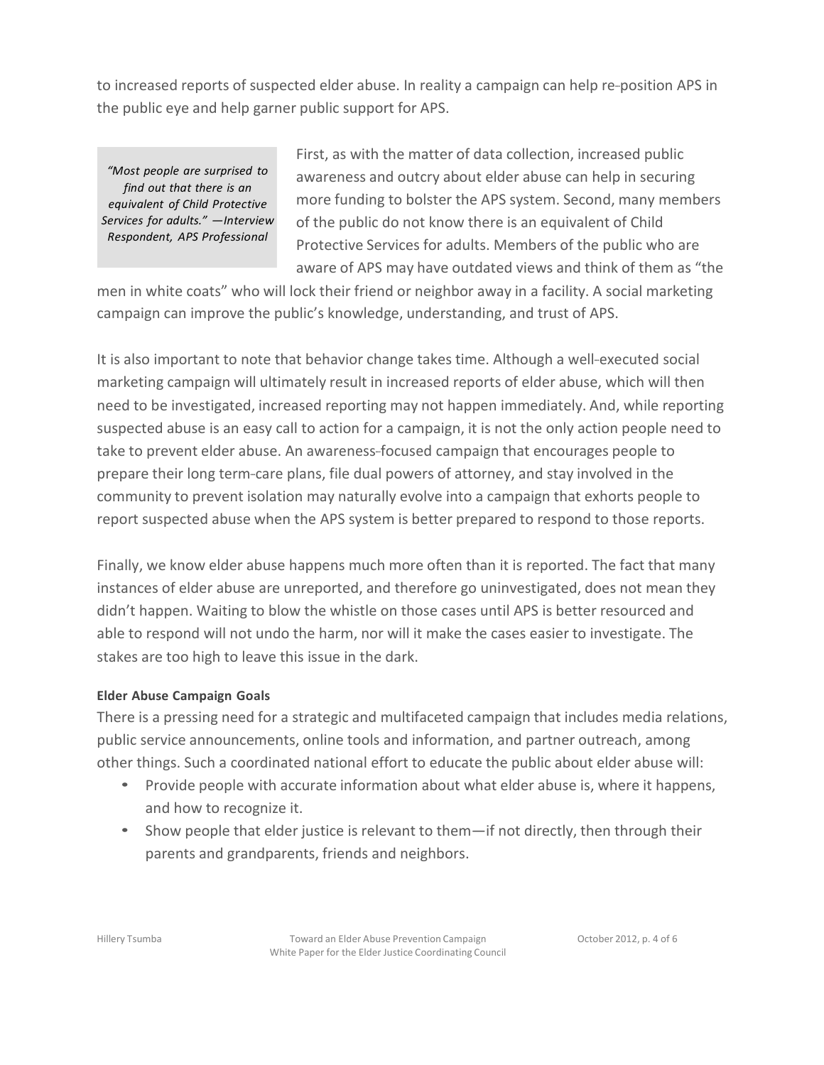to increased reports of suspected elder abuse. In reality a campaign can help re-position APS in the public eye and help garner public support for APS.

> *"Most people are surprised to find out that there is an equivalent of Child Protective Services for adults." —Interview Respondent, APS Professional*

First, as with the matter of data collection, increased public awareness and outcry about elder abuse can help in securing more funding to bolster the APS system. Second, many members of the public do not know there is an equivalent of Child Protective Services for adults. Members of the public who are aware of APS may have outdated views and think of them as "the men in white coats" who will lock their friend or neighbor away in a facility. A social marketing campaign can improve the public's knowledge, understanding, and trust of APS.

It is also important to note that behavior change takes time. Although a well-executed social marketing campaign will ultimately result in increased reports of elder abuse, which will then need to be investigated, increased reporting may not happen immediately. And, while reporting suspected abuse is an easy call to action for a campaign, it is not the only action people need to take to prevent elder abuse. An awareness-focused campaign that encourages people to prepare their long term-care plans, file dual powers of attorney, and stay involved in the community to prevent isolation may naturally evolve into a campaign that exhorts people to report suspected abuse when the APS system is better prepared to respond to those reports.

Finally, we know elder abuse happens much more often than it is reported. The fact that many instances of elder abuse are unreported, and therefore go uninvestigated, does not mean they didn't happen. Waiting to blow the whistle on those cases until APS is better resourced and able to respond will not undo the harm, nor will it make the cases easier to investigate. The stakes are too high to leave this issue in the dark.

**Elder Abuse Campaign Goals**

There is a pressing need for a strategic and multifaceted campaign that includes media relations, public service announcements, online tools and information, and partner outreach, among other things. Such a coordinated national effort to educate the public about elder abuse will:

- Provide people with accurate information about what elder abuse is, where it happens, and how to recognize it.
- Show people that elder justice is relevant to them—if not directly, then through their parents and grandparents, friends and neighbors.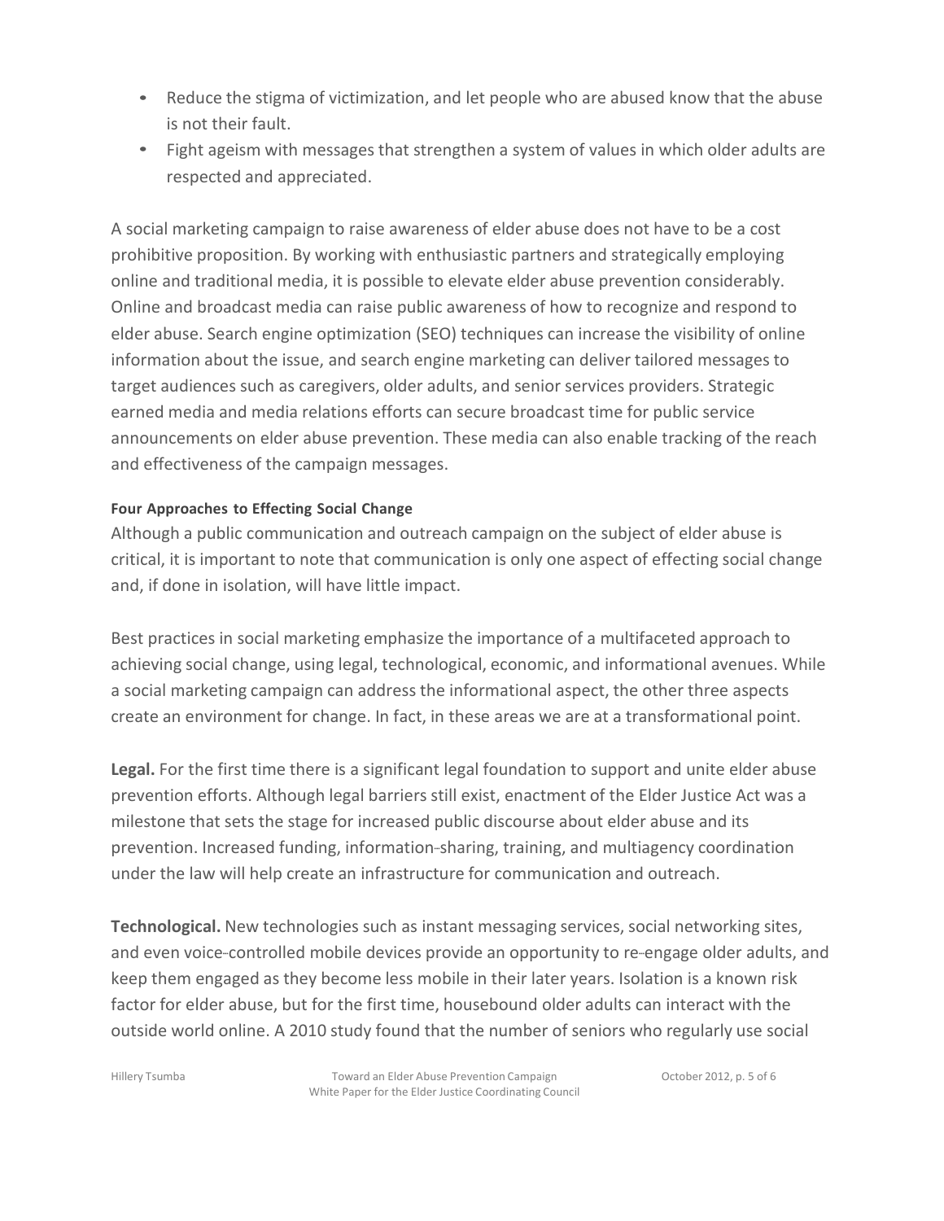- Reduce the stigma of victimization, and let people who are abused know that the abuse is not their fault.
- Fight ageism with messages that strengthen a system of values in which older adults are respected and appreciated.

A social marketing campaign to raise awareness of elder abuse does not have to be a cost prohibitive proposition. By working with enthusiastic partners and strategically employing online and traditional media, it is possible to elevate elder abuse prevention considerably. Online and broadcast media can raise public awareness of how to recognize and respond to elder abuse. Search engine optimization (SEO) techniques can increase the visibility of online information about the issue, and search engine marketing can deliver tailored messages to target audiences such as caregivers, older adults, and senior services providers. Strategic earned media and media relations efforts can secure broadcast time for public service announcements on elder abuse prevention. These media can also enable tracking of the reach and effectiveness of the campaign messages.

**Four Approaches to Effecting Social Change**

Although a public communication and outreach campaign on the subject of elder abuse is critical, it is important to note that communication is only one aspect of effecting social change and, if done in isolation, will have little impact.

Best practices in social marketing emphasize the importance of a multifaceted approach to achieving social change, using legal, technological, economic, and informational avenues. While a social marketing campaign can address the informational aspect, the other three aspects create an environment for change. In fact, in these areas we are at a transformational point.

**Legal.** For the first time there is a significant legal foundation to support and unite elder abuse prevention efforts. Although legal barriers still exist, enactment of the Elder Justice Act was a milestone that sets the stage for increased public discourse about elder abuse and its prevention. Increased funding, information-sharing, training, and multiagency coordination under the law will help create an infrastructure for communication and outreach.

**Technological.** New technologies such as instant messaging services, social networking sites, and even voice-controlled mobile devices provide an opportunity to re-engage older adults, and keep them engaged as they become less mobile in their later years. Isolation is a known risk factor for elder abuse, but for the first time, housebound older adults can interact with the outside world online. A 2010 study found that the number of seniors who regularly use social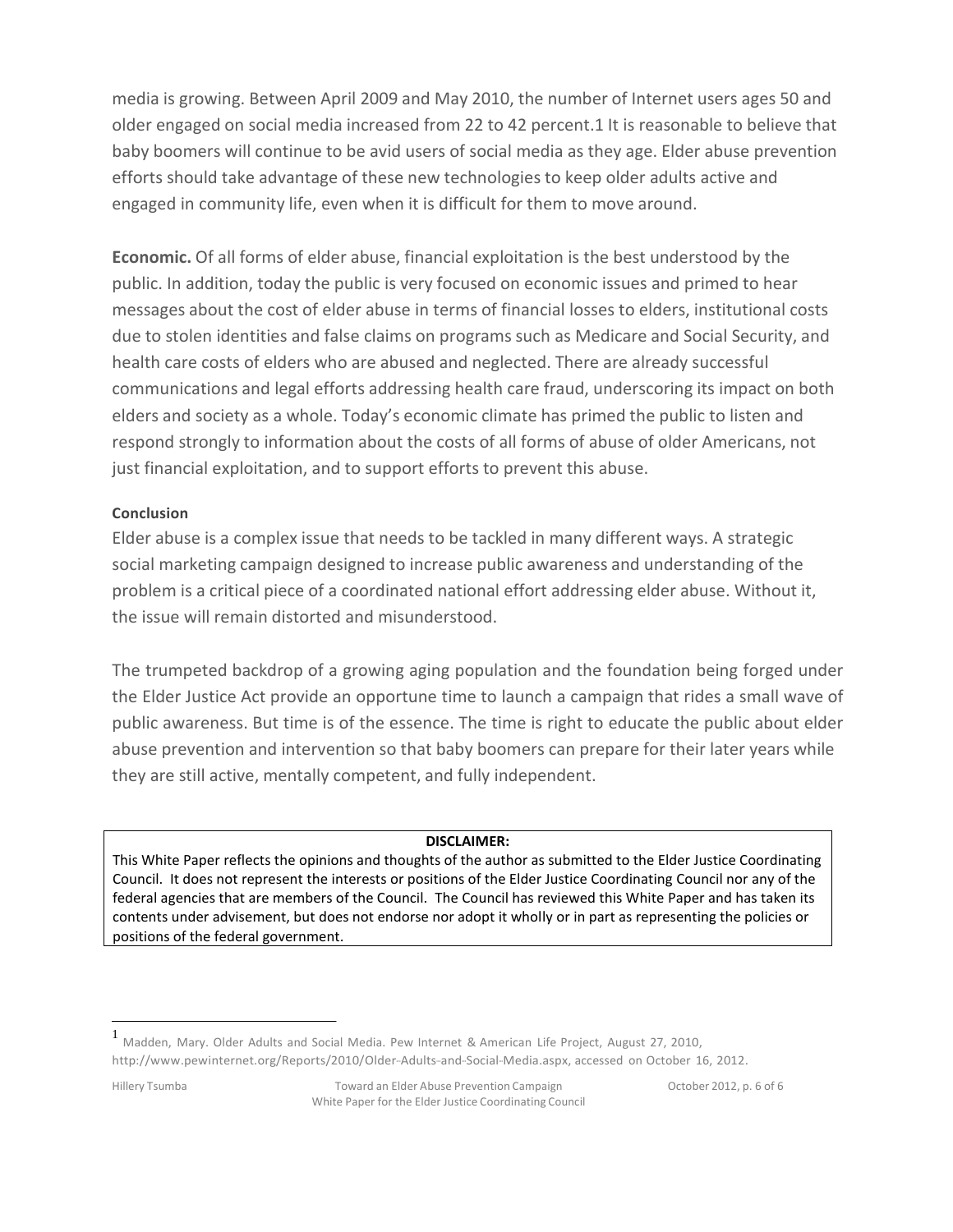media is growing. Between April 2009 and May 2010, the number of Internet users ages 50 and older engaged on social media increased from 22 to 42 percent.[1] It is reasonable to believe that baby boomers will continue to be avid users of social media as they age. Elder abuse prevention efforts should take advantage of these new technologies to keep older adults active and engaged in community life, even when it is difficult for them to move around.

**Economic.** Of all forms of elder abuse, financial exploitation is the best understood by the public. In addition, today the public is very focused on economic issues and primed to hear messages about the cost of elder abuse in terms of financial losses to elders, institutional costs due to stolen identities and false claims on programs such as Medicare and Social Security, and health care costs of elders who are abused and neglected. There are already successful communications and legal efforts addressing health care fraud, underscoring its impact on both elders and society as a whole. Today's economic climate has primed the public to listen and respond strongly to information about the costs of all forms of abuse of older Americans, not just financial exploitation, and to support efforts to prevent this abuse.

**Conclusion**

Elder abuse is a complex issue that needs to be tackled in many different ways. A strategic social marketing campaign designed to increase public awareness and understanding of the problem is a critical piece of a coordinated national effort addressing elder abuse. Without it, the issue will remain distorted and misunderstood.

The trumpeted backdrop of a growing aging population and the foundation being forged under the Elder Justice Act provide an opportune time to launch a campaign that rides a small wave of public awareness. But time is of the essence. The time is right to educate the public about elder abuse prevention and intervention so that baby boomers can prepare for their later years while they are still active, mentally competent, and fully independent.

**DISCLAIMER:**

This White Paper reflects the opinions and thoughts of the author as submitted to the Elder Justice Coordinating Council. It does not represent the interests or positions of the Elder Justice Coordinating Council nor any of the federal agencies that are members of the Council. The Council has reviewed this White Paper and has taken its contents under advisement, but does not endorse nor adopt it wholly or in part as representing the policies or positions of the federal government.

---

[1] Madden, Mary. Older Adults and Social Media. Pew Internet & American Life Project, August 27, 2010, http://www.pewinternet.org/Reports/2010/Older-Adults-and-Social-Media.aspx, accessed on October 16, 2012.